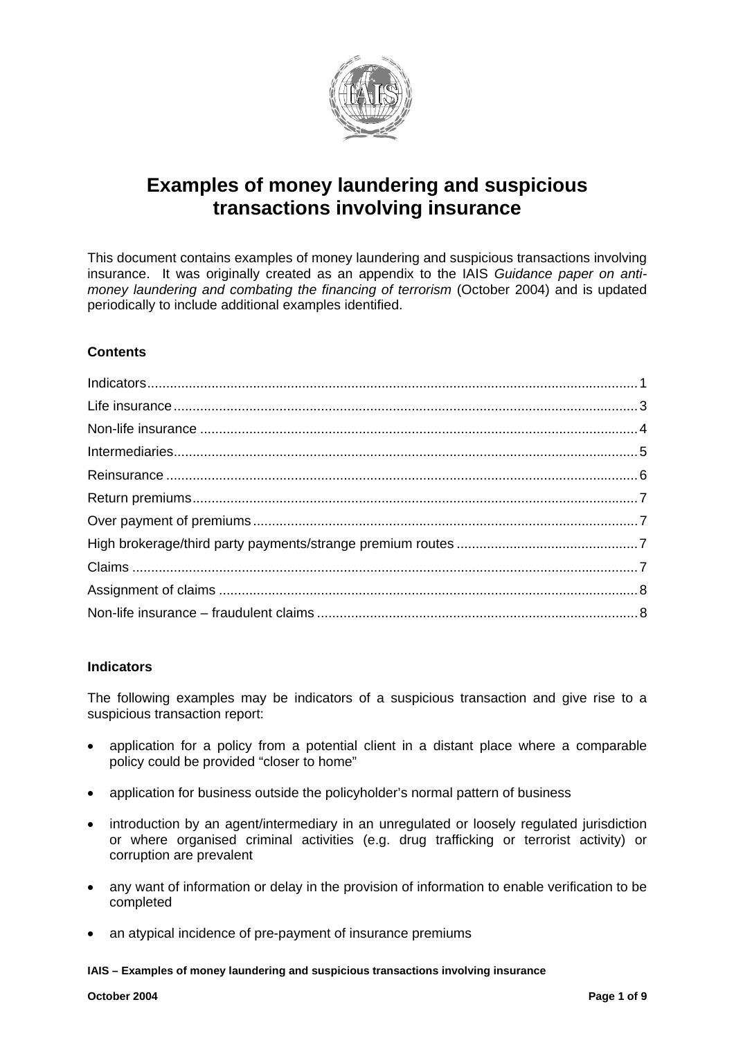# Examples of money laundering and suspicious transactions involving insurance

This document contains examples of money laundering and suspicious transactions involving insurance. It was originally created as an appendix to the IAIS *Guidance paper on anti-money laundering and combating the financing of terrorism* (October 2004) and is updated periodically to include additional examples identified.

**Contents**

| | |
|---|---|
| Indicators | 1 |
| Life insurance | 3 |
| Non-life insurance | 4 |
| Intermediaries | 5 |
| Reinsurance | 6 |
| Return premiums | 7 |
| Over payment of premiums | 7 |
| High brokerage/third party payments/strange premium routes | 7 |
| Claims | 7 |
| Assignment of claims | 8 |
| Non-life insurance – fraudulent claims | 8 |

## Indicators

The following examples may be indicators of a suspicious transaction and give rise to a suspicious transaction report:

- application for a policy from a potential client in a distant place where a comparable policy could be provided "closer to home"
- application for business outside the policyholder's normal pattern of business
- introduction by an agent/intermediary in an unregulated or loosely regulated jurisdiction or where organised criminal activities (e.g. drug trafficking or terrorist activity) or corruption are prevalent
- any want of information or delay in the provision of information to enable verification to be completed
- an atypical incidence of pre-payment of insurance premiums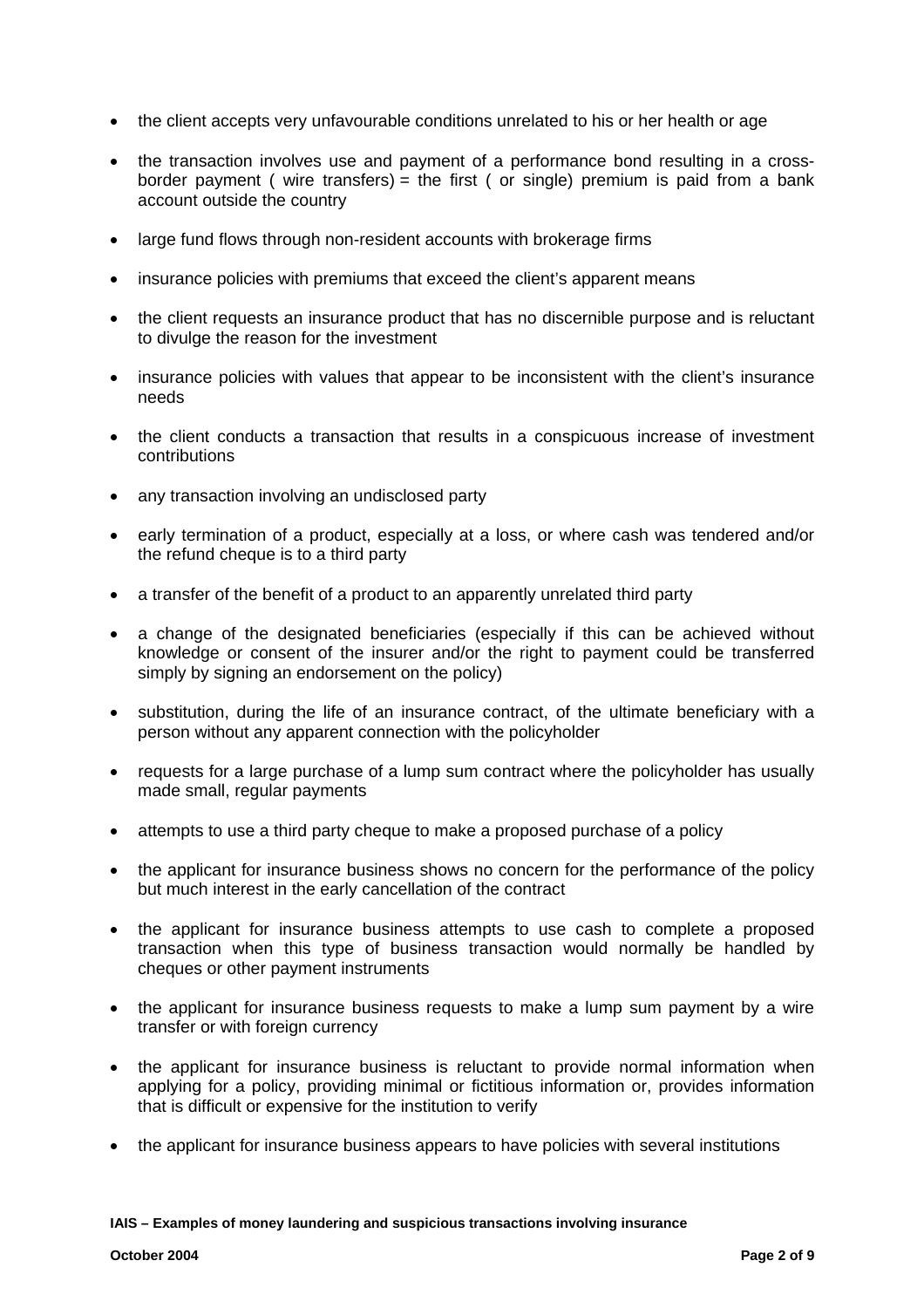- the client accepts very unfavourable conditions unrelated to his or her health or age
- the transaction involves use and payment of a performance bond resulting in a cross-border payment ( wire transfers) = the first ( or single) premium is paid from a bank account outside the country
- large fund flows through non-resident accounts with brokerage firms
- insurance policies with premiums that exceed the client's apparent means
- the client requests an insurance product that has no discernible purpose and is reluctant to divulge the reason for the investment
- insurance policies with values that appear to be inconsistent with the client's insurance needs
- the client conducts a transaction that results in a conspicuous increase of investment contributions
- any transaction involving an undisclosed party
- early termination of a product, especially at a loss, or where cash was tendered and/or the refund cheque is to a third party
- a transfer of the benefit of a product to an apparently unrelated third party
- a change of the designated beneficiaries (especially if this can be achieved without knowledge or consent of the insurer and/or the right to payment could be transferred simply by signing an endorsement on the policy)
- substitution, during the life of an insurance contract, of the ultimate beneficiary with a person without any apparent connection with the policyholder
- requests for a large purchase of a lump sum contract where the policyholder has usually made small, regular payments
- attempts to use a third party cheque to make a proposed purchase of a policy
- the applicant for insurance business shows no concern for the performance of the policy but much interest in the early cancellation of the contract
- the applicant for insurance business attempts to use cash to complete a proposed transaction when this type of business transaction would normally be handled by cheques or other payment instruments
- the applicant for insurance business requests to make a lump sum payment by a wire transfer or with foreign currency
- the applicant for insurance business is reluctant to provide normal information when applying for a policy, providing minimal or fictitious information or, provides information that is difficult or expensive for the institution to verify
- the applicant for insurance business appears to have policies with several institutions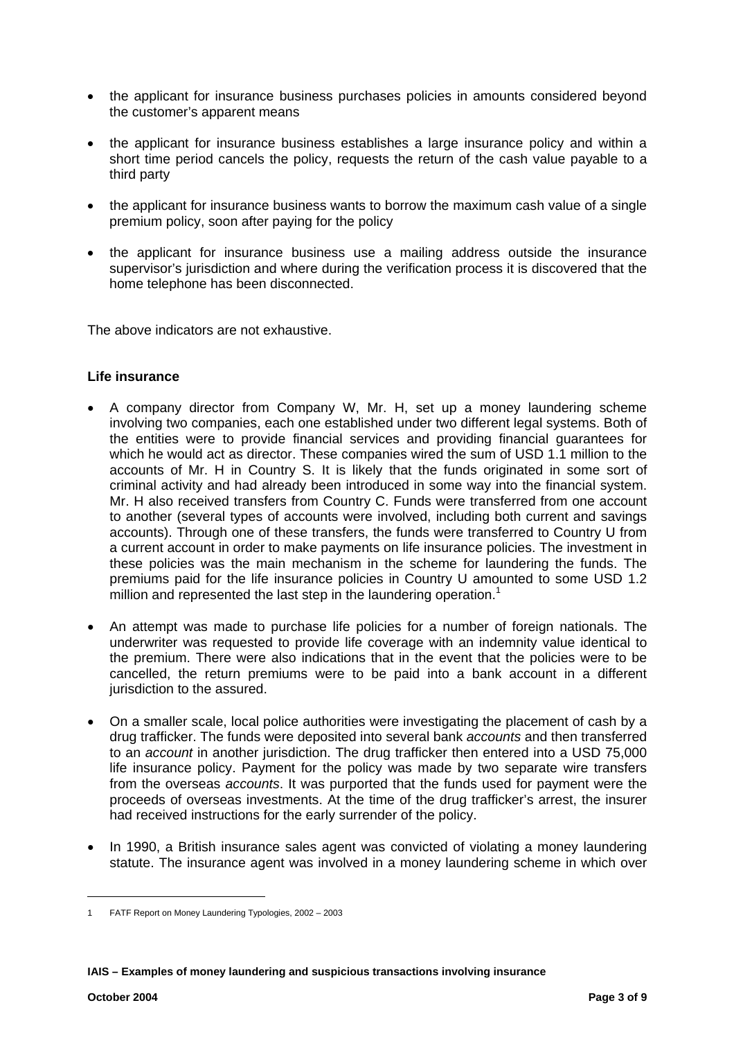- the applicant for insurance business purchases policies in amounts considered beyond the customer's apparent means

- the applicant for insurance business establishes a large insurance policy and within a short time period cancels the policy, requests the return of the cash value payable to a third party

- the applicant for insurance business wants to borrow the maximum cash value of a single premium policy, soon after paying for the policy

- the applicant for insurance business use a mailing address outside the insurance supervisor's jurisdiction and where during the verification process it is discovered that the home telephone has been disconnected.

The above indicators are not exhaustive.

**Life insurance**

- A company director from Company W, Mr. H, set up a money laundering scheme involving two companies, each one established under two different legal systems. Both of the entities were to provide financial services and providing financial guarantees for which he would act as director. These companies wired the sum of USD 1.1 million to the accounts of Mr. H in Country S. It is likely that the funds originated in some sort of criminal activity and had already been introduced in some way into the financial system. Mr. H also received transfers from Country C. Funds were transferred from one account to another (several types of accounts were involved, including both current and savings accounts). Through one of these transfers, the funds were transferred to Country U from a current account in order to make payments on life insurance policies. The investment in these policies was the main mechanism in the scheme for laundering the funds. The premiums paid for the life insurance policies in Country U amounted to some USD 1.2 million and represented the last step in the laundering operation.[1]

- An attempt was made to purchase life policies for a number of foreign nationals. The underwriter was requested to provide life coverage with an indemnity value identical to the premium. There were also indications that in the event that the policies were to be cancelled, the return premiums were to be paid into a bank account in a different jurisdiction to the assured.

- On a smaller scale, local police authorities were investigating the placement of cash by a drug trafficker. The funds were deposited into several bank *accounts* and then transferred to an *account* in another jurisdiction. The drug trafficker then entered into a USD 75,000 life insurance policy. Payment for the policy was made by two separate wire transfers from the overseas *accounts*. It was purported that the funds used for payment were the proceeds of overseas investments. At the time of the drug trafficker's arrest, the insurer had received instructions for the early surrender of the policy.

- In 1990, a British insurance sales agent was convicted of violating a money laundering statute. The insurance agent was involved in a money laundering scheme in which over

---

[1] FATF Report on Money Laundering Typologies, 2002 – 2003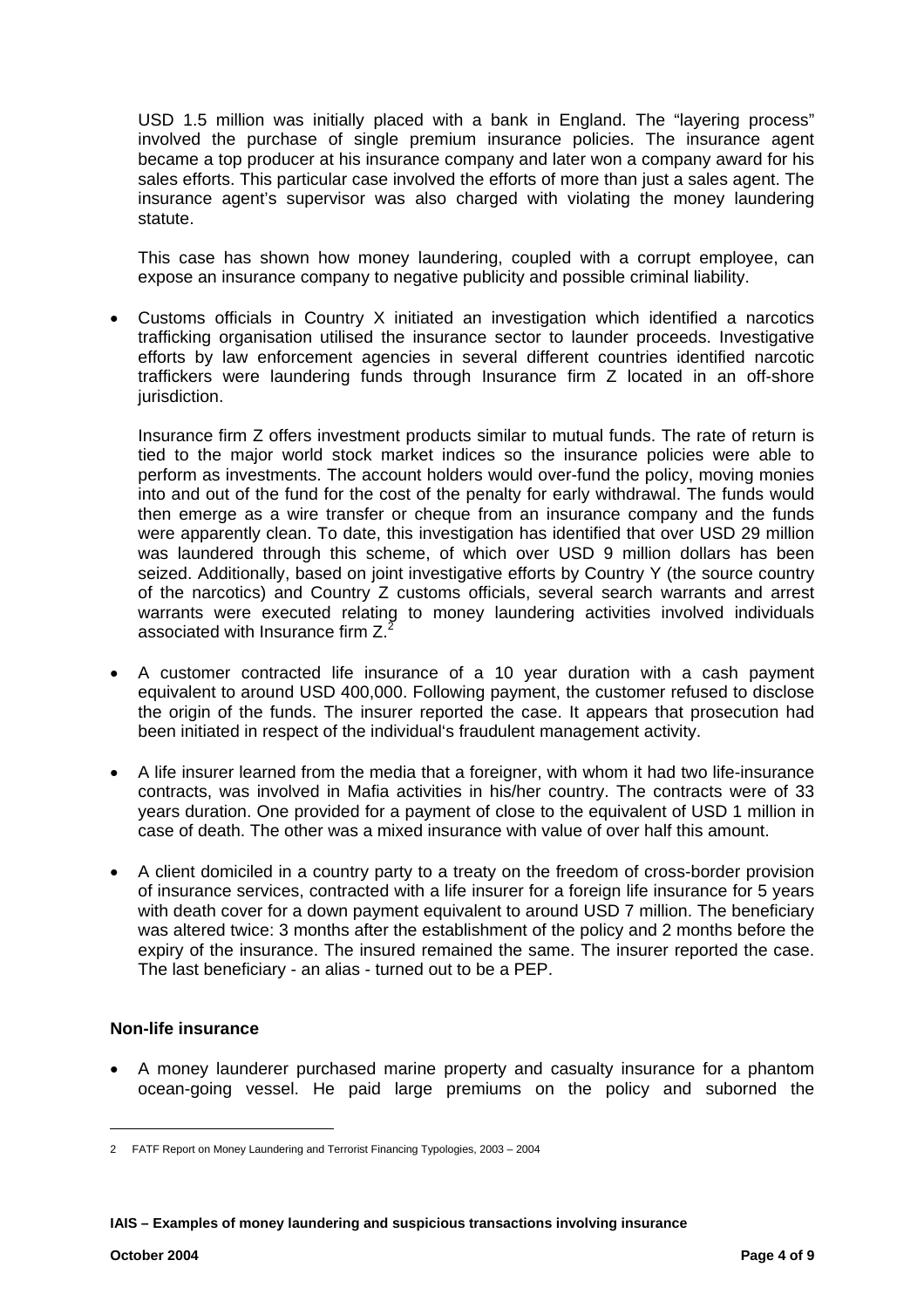USD 1.5 million was initially placed with a bank in England. The "layering process" involved the purchase of single premium insurance policies. The insurance agent became a top producer at his insurance company and later won a company award for his sales efforts. This particular case involved the efforts of more than just a sales agent. The insurance agent's supervisor was also charged with violating the money laundering statute.

This case has shown how money laundering, coupled with a corrupt employee, can expose an insurance company to negative publicity and possible criminal liability.

- Customs officials in Country X initiated an investigation which identified a narcotics trafficking organisation utilised the insurance sector to launder proceeds. Investigative efforts by law enforcement agencies in several different countries identified narcotic traffickers were laundering funds through Insurance firm Z located in an off-shore jurisdiction.

  Insurance firm Z offers investment products similar to mutual funds. The rate of return is tied to the major world stock market indices so the insurance policies were able to perform as investments. The account holders would over-fund the policy, moving monies into and out of the fund for the cost of the penalty for early withdrawal. The funds would then emerge as a wire transfer or cheque from an insurance company and the funds were apparently clean. To date, this investigation has identified that over USD 29 million was laundered through this scheme, of which over USD 9 million dollars has been seized. Additionally, based on joint investigative efforts by Country Y (the source country of the narcotics) and Country Z customs officials, several search warrants and arrest warrants were executed relating to money laundering activities involved individuals associated with Insurance firm Z.[2]

- A customer contracted life insurance of a 10 year duration with a cash payment equivalent to around USD 400,000. Following payment, the customer refused to disclose the origin of the funds. The insurer reported the case. It appears that prosecution had been initiated in respect of the individual's fraudulent management activity.

- A life insurer learned from the media that a foreigner, with whom it had two life-insurance contracts, was involved in Mafia activities in his/her country. The contracts were of 33 years duration. One provided for a payment of close to the equivalent of USD 1 million in case of death. The other was a mixed insurance with value of over half this amount.

- A client domiciled in a country party to a treaty on the freedom of cross-border provision of insurance services, contracted with a life insurer for a foreign life insurance for 5 years with death cover for a down payment equivalent to around USD 7 million. The beneficiary was altered twice: 3 months after the establishment of the policy and 2 months before the expiry of the insurance. The insured remained the same. The insurer reported the case. The last beneficiary - an alias - turned out to be a PEP.

**Non-life insurance**

- A money launderer purchased marine property and casualty insurance for a phantom ocean-going vessel. He paid large premiums on the policy and suborned the

---

2 FATF Report on Money Laundering and Terrorist Financing Typologies, 2003 – 2004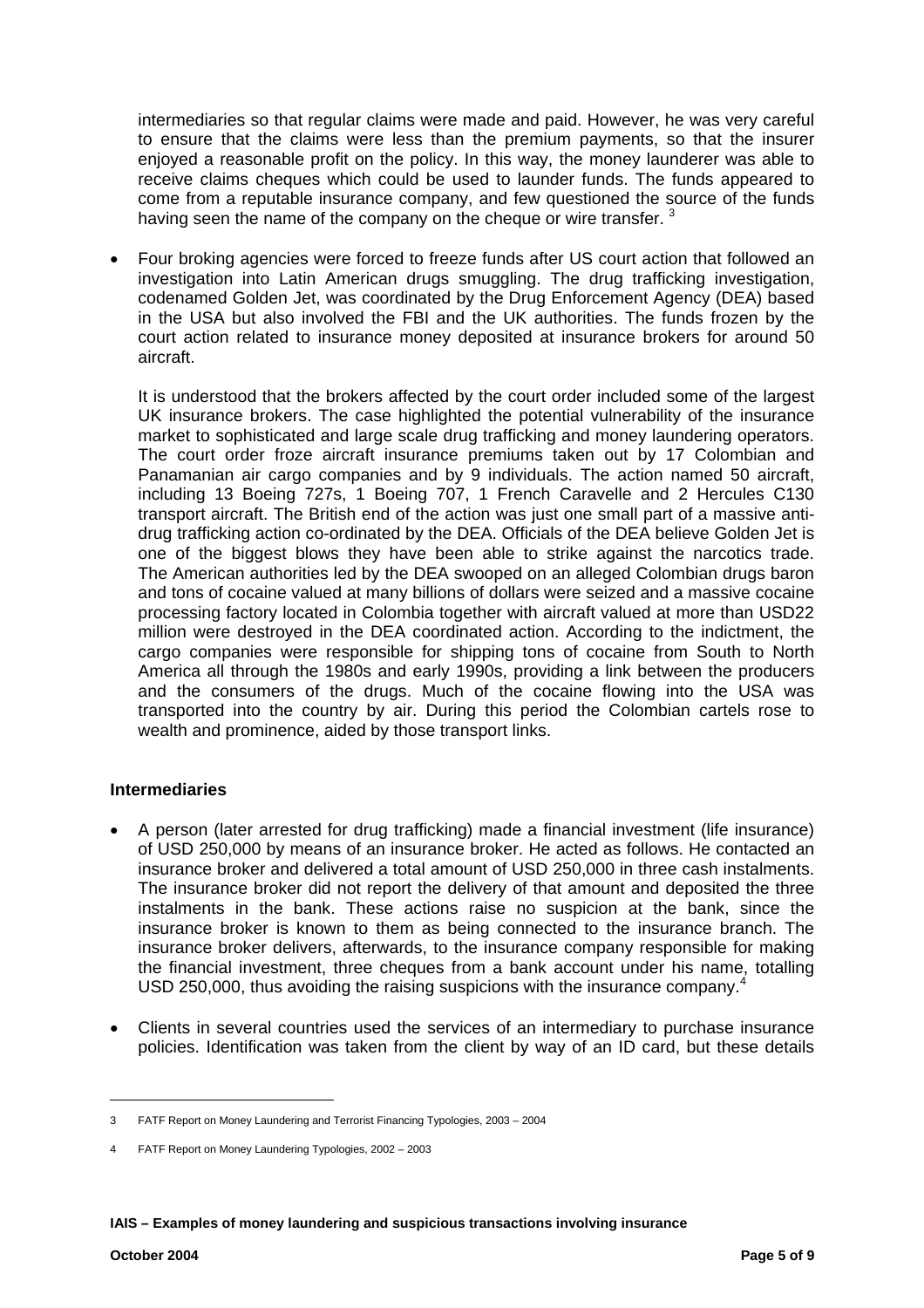intermediaries so that regular claims were made and paid. However, he was very careful to ensure that the claims were less than the premium payments, so that the insurer enjoyed a reasonable profit on the policy. In this way, the money launderer was able to receive claims cheques which could be used to launder funds. The funds appeared to come from a reputable insurance company, and few questioned the source of the funds having seen the name of the company on the cheque or wire transfer. [3]

- Four broking agencies were forced to freeze funds after US court action that followed an investigation into Latin American drugs smuggling. The drug trafficking investigation, codenamed Golden Jet, was coordinated by the Drug Enforcement Agency (DEA) based in the USA but also involved the FBI and the UK authorities. The funds frozen by the court action related to insurance money deposited at insurance brokers for around 50 aircraft.

  It is understood that the brokers affected by the court order included some of the largest UK insurance brokers. The case highlighted the potential vulnerability of the insurance market to sophisticated and large scale drug trafficking and money laundering operators. The court order froze aircraft insurance premiums taken out by 17 Colombian and Panamanian air cargo companies and by 9 individuals. The action named 50 aircraft, including 13 Boeing 727s, 1 Boeing 707, 1 French Caravelle and 2 Hercules C130 transport aircraft. The British end of the action was just one small part of a massive anti-drug trafficking action co-ordinated by the DEA. Officials of the DEA believe Golden Jet is one of the biggest blows they have been able to strike against the narcotics trade. The American authorities led by the DEA swooped on an alleged Colombian drugs baron and tons of cocaine valued at many billions of dollars were seized and a massive cocaine processing factory located in Colombia together with aircraft valued at more than USD22 million were destroyed in the DEA coordinated action. According to the indictment, the cargo companies were responsible for shipping tons of cocaine from South to North America all through the 1980s and early 1990s, providing a link between the producers and the consumers of the drugs. Much of the cocaine flowing into the USA was transported into the country by air. During this period the Colombian cartels rose to wealth and prominence, aided by those transport links.

**Intermediaries**

- A person (later arrested for drug trafficking) made a financial investment (life insurance) of USD 250,000 by means of an insurance broker. He acted as follows. He contacted an insurance broker and delivered a total amount of USD 250,000 in three cash instalments. The insurance broker did not report the delivery of that amount and deposited the three instalments in the bank. These actions raise no suspicion at the bank, since the insurance broker is known to them as being connected to the insurance branch. The insurance broker delivers, afterwards, to the insurance company responsible for making the financial investment, three cheques from a bank account under his name, totalling USD 250,000, thus avoiding the raising suspicions with the insurance company.[4]

- Clients in several countries used the services of an intermediary to purchase insurance policies. Identification was taken from the client by way of an ID card, but these details

---

3 FATF Report on Money Laundering and Terrorist Financing Typologies, 2003 – 2004

4 FATF Report on Money Laundering Typologies, 2002 – 2003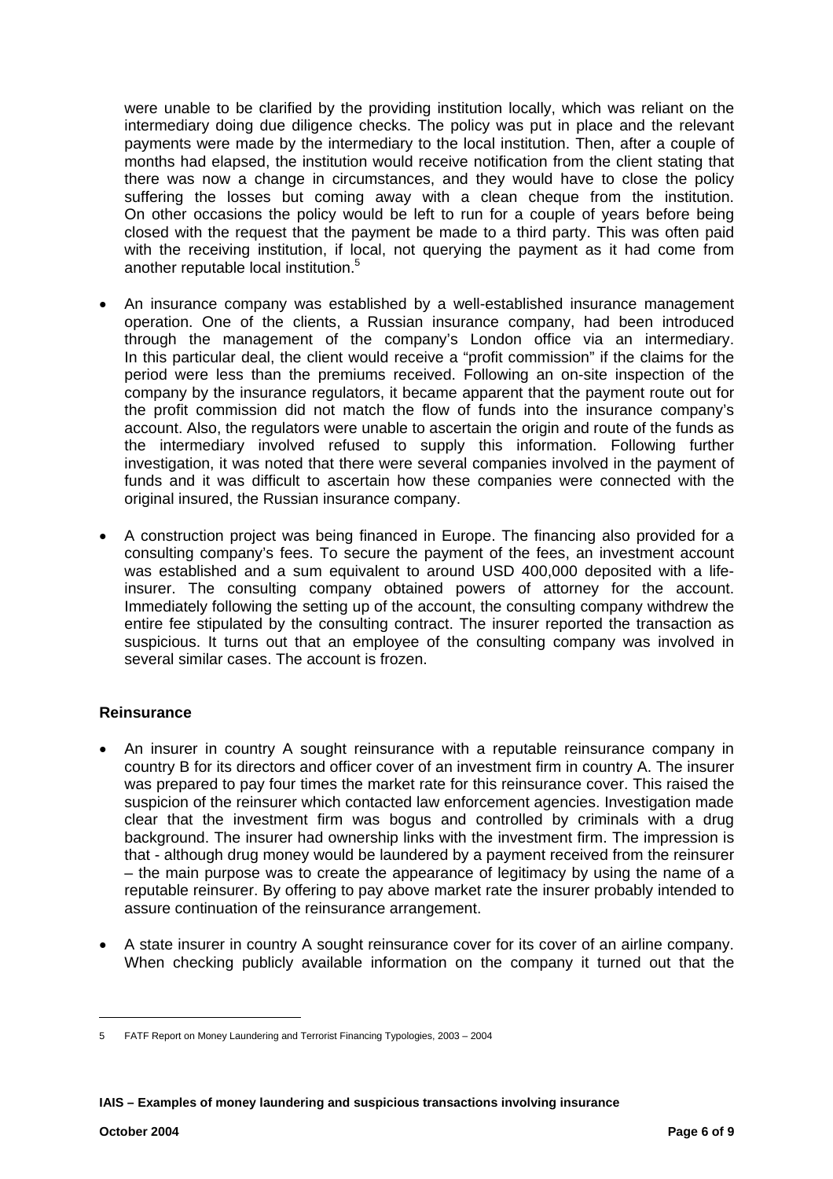were unable to be clarified by the providing institution locally, which was reliant on the intermediary doing due diligence checks. The policy was put in place and the relevant payments were made by the intermediary to the local institution. Then, after a couple of months had elapsed, the institution would receive notification from the client stating that there was now a change in circumstances, and they would have to close the policy suffering the losses but coming away with a clean cheque from the institution. On other occasions the policy would be left to run for a couple of years before being closed with the request that the payment be made to a third party. This was often paid with the receiving institution, if local, not querying the payment as it had come from another reputable local institution.[5]

- An insurance company was established by a well-established insurance management operation. One of the clients, a Russian insurance company, had been introduced through the management of the company's London office via an intermediary. In this particular deal, the client would receive a "profit commission" if the claims for the period were less than the premiums received. Following an on-site inspection of the company by the insurance regulators, it became apparent that the payment route out for the profit commission did not match the flow of funds into the insurance company's account. Also, the regulators were unable to ascertain the origin and route of the funds as the intermediary involved refused to supply this information. Following further investigation, it was noted that there were several companies involved in the payment of funds and it was difficult to ascertain how these companies were connected with the original insured, the Russian insurance company.

- A construction project was being financed in Europe. The financing also provided for a consulting company's fees. To secure the payment of the fees, an investment account was established and a sum equivalent to around USD 400,000 deposited with a life-insurer. The consulting company obtained powers of attorney for the account. Immediately following the setting up of the account, the consulting company withdrew the entire fee stipulated by the consulting contract. The insurer reported the transaction as suspicious. It turns out that an employee of the consulting company was involved in several similar cases. The account is frozen.

**Reinsurance**

- An insurer in country A sought reinsurance with a reputable reinsurance company in country B for its directors and officer cover of an investment firm in country A. The insurer was prepared to pay four times the market rate for this reinsurance cover. This raised the suspicion of the reinsurer which contacted law enforcement agencies. Investigation made clear that the investment firm was bogus and controlled by criminals with a drug background. The insurer had ownership links with the investment firm. The impression is that - although drug money would be laundered by a payment received from the reinsurer – the main purpose was to create the appearance of legitimacy by using the name of a reputable reinsurer. By offering to pay above market rate the insurer probably intended to assure continuation of the reinsurance arrangement.

- A state insurer in country A sought reinsurance cover for its cover of an airline company. When checking publicly available information on the company it turned out that the

[5] FATF Report on Money Laundering and Terrorist Financing Typologies, 2003 – 2004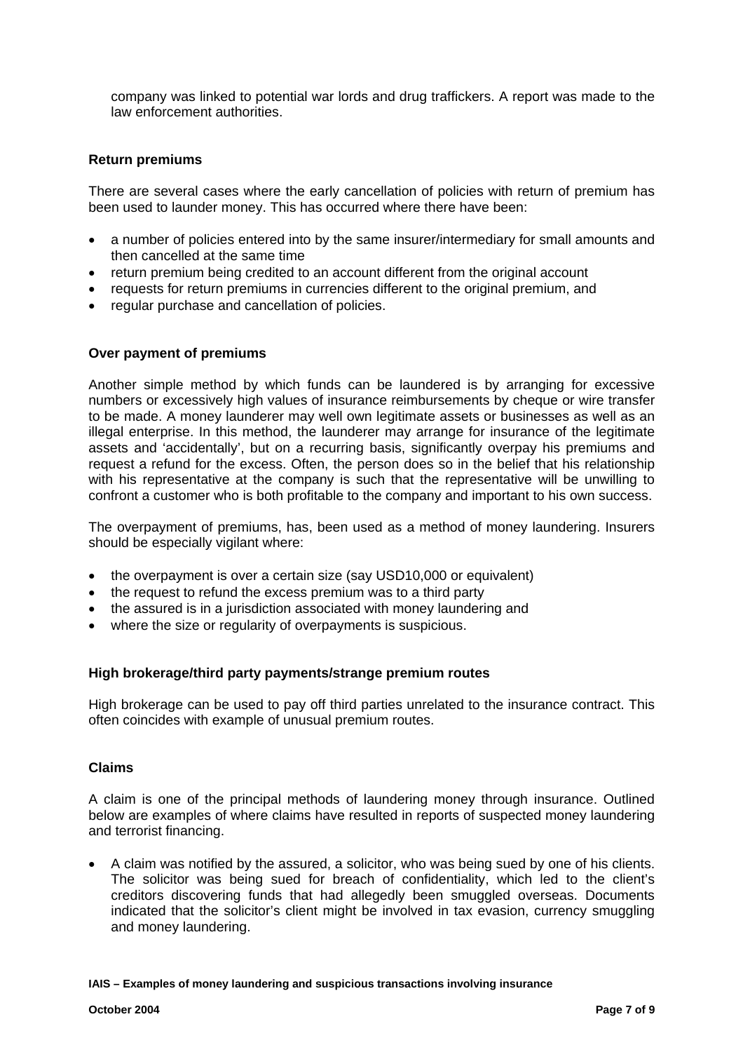company was linked to potential war lords and drug traffickers. A report was made to the law enforcement authorities.

**Return premiums**

There are several cases where the early cancellation of policies with return of premium has been used to launder money. This has occurred where there have been:

- a number of policies entered into by the same insurer/intermediary for small amounts and then cancelled at the same time
- return premium being credited to an account different from the original account
- requests for return premiums in currencies different to the original premium, and
- regular purchase and cancellation of policies.

**Over payment of premiums**

Another simple method by which funds can be laundered is by arranging for excessive numbers or excessively high values of insurance reimbursements by cheque or wire transfer to be made. A money launderer may well own legitimate assets or businesses as well as an illegal enterprise. In this method, the launderer may arrange for insurance of the legitimate assets and 'accidentally', but on a recurring basis, significantly overpay his premiums and request a refund for the excess. Often, the person does so in the belief that his relationship with his representative at the company is such that the representative will be unwilling to confront a customer who is both profitable to the company and important to his own success.

The overpayment of premiums, has, been used as a method of money laundering. Insurers should be especially vigilant where:

- the overpayment is over a certain size (say USD10,000 or equivalent)
- the request to refund the excess premium was to a third party
- the assured is in a jurisdiction associated with money laundering and
- where the size or regularity of overpayments is suspicious.

**High brokerage/third party payments/strange premium routes**

High brokerage can be used to pay off third parties unrelated to the insurance contract. This often coincides with example of unusual premium routes.

**Claims**

A claim is one of the principal methods of laundering money through insurance. Outlined below are examples of where claims have resulted in reports of suspected money laundering and terrorist financing.

- A claim was notified by the assured, a solicitor, who was being sued by one of his clients. The solicitor was being sued for breach of confidentiality, which led to the client's creditors discovering funds that had allegedly been smuggled overseas. Documents indicated that the solicitor's client might be involved in tax evasion, currency smuggling and money laundering.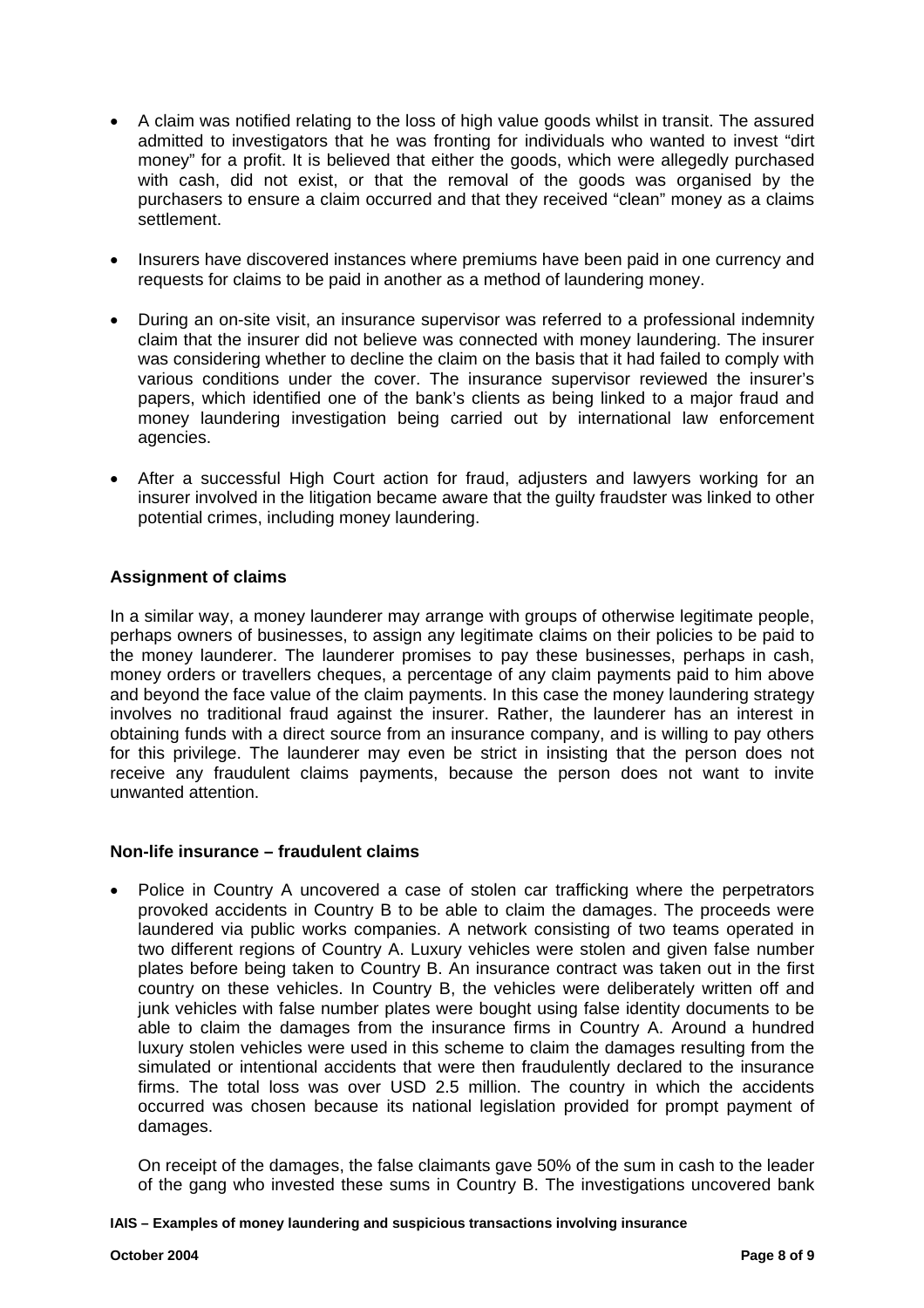- A claim was notified relating to the loss of high value goods whilst in transit. The assured admitted to investigators that he was fronting for individuals who wanted to invest "dirt money" for a profit. It is believed that either the goods, which were allegedly purchased with cash, did not exist, or that the removal of the goods was organised by the purchasers to ensure a claim occurred and that they received "clean" money as a claims settlement.

- Insurers have discovered instances where premiums have been paid in one currency and requests for claims to be paid in another as a method of laundering money.

- During an on-site visit, an insurance supervisor was referred to a professional indemnity claim that the insurer did not believe was connected with money laundering. The insurer was considering whether to decline the claim on the basis that it had failed to comply with various conditions under the cover. The insurance supervisor reviewed the insurer's papers, which identified one of the bank's clients as being linked to a major fraud and money laundering investigation being carried out by international law enforcement agencies.

- After a successful High Court action for fraud, adjusters and lawyers working for an insurer involved in the litigation became aware that the guilty fraudster was linked to other potential crimes, including money laundering.

### Assignment of claims

In a similar way, a money launderer may arrange with groups of otherwise legitimate people, perhaps owners of businesses, to assign any legitimate claims on their policies to be paid to the money launderer. The launderer promises to pay these businesses, perhaps in cash, money orders or travellers cheques, a percentage of any claim payments paid to him above and beyond the face value of the claim payments. In this case the money laundering strategy involves no traditional fraud against the insurer. Rather, the launderer has an interest in obtaining funds with a direct source from an insurance company, and is willing to pay others for this privilege. The launderer may even be strict in insisting that the person does not receive any fraudulent claims payments, because the person does not want to invite unwanted attention.

### Non-life insurance – fraudulent claims

- Police in Country A uncovered a case of stolen car trafficking where the perpetrators provoked accidents in Country B to be able to claim the damages. The proceeds were laundered via public works companies. A network consisting of two teams operated in two different regions of Country A. Luxury vehicles were stolen and given false number plates before being taken to Country B. An insurance contract was taken out in the first country on these vehicles. In Country B, the vehicles were deliberately written off and junk vehicles with false number plates were bought using false identity documents to be able to claim the damages from the insurance firms in Country A. Around a hundred luxury stolen vehicles were used in this scheme to claim the damages resulting from the simulated or intentional accidents that were then fraudulently declared to the insurance firms. The total loss was over USD 2.5 million. The country in which the accidents occurred was chosen because its national legislation provided for prompt payment of damages.

  On receipt of the damages, the false claimants gave 50% of the sum in cash to the leader of the gang who invested these sums in Country B. The investigations uncovered bank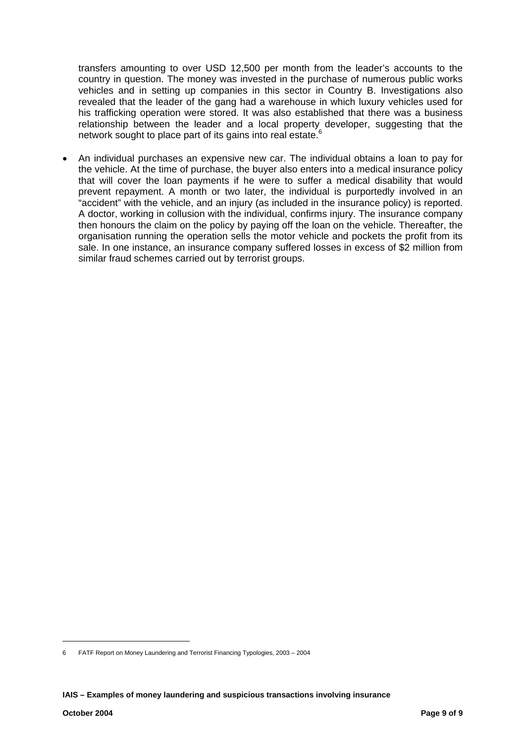transfers amounting to over USD 12,500 per month from the leader's accounts to the country in question. The money was invested in the purchase of numerous public works vehicles and in setting up companies in this sector in Country B. Investigations also revealed that the leader of the gang had a warehouse in which luxury vehicles used for his trafficking operation were stored. It was also established that there was a business relationship between the leader and a local property developer, suggesting that the network sought to place part of its gains into real estate.[6]

- An individual purchases an expensive new car. The individual obtains a loan to pay for the vehicle. At the time of purchase, the buyer also enters into a medical insurance policy that will cover the loan payments if he were to suffer a medical disability that would prevent repayment. A month or two later, the individual is purportedly involved in an "accident" with the vehicle, and an injury (as included in the insurance policy) is reported. A doctor, working in collusion with the individual, confirms injury. The insurance company then honours the claim on the policy by paying off the loan on the vehicle. Thereafter, the organisation running the operation sells the motor vehicle and pockets the profit from its sale. In one instance, an insurance company suffered losses in excess of $2 million from similar fraud schemes carried out by terrorist groups.

6 FATF Report on Money Laundering and Terrorist Financing Typologies, 2003 – 2004